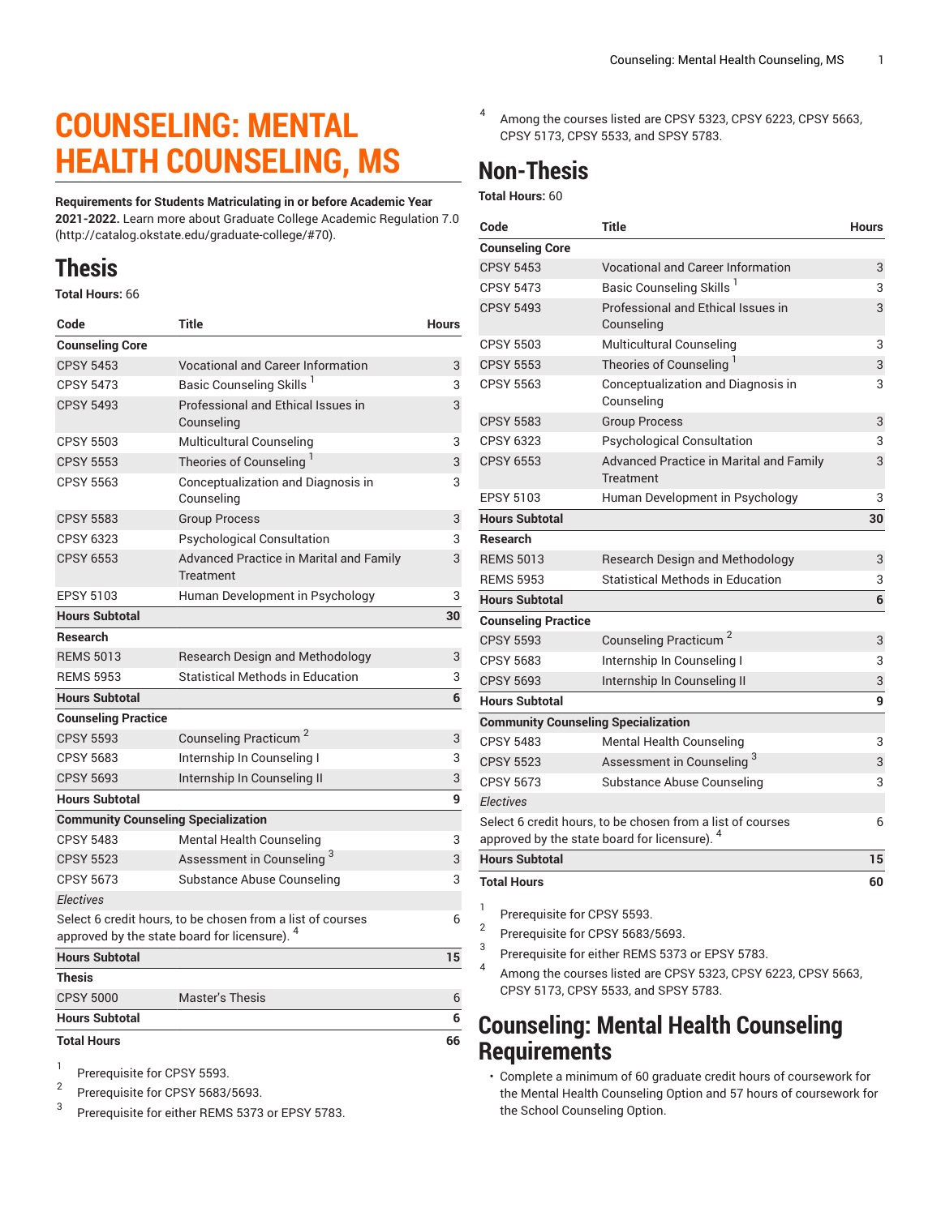# COUNSELING: MENTAL HEALTH COUNSELING, MS

**Requirements for Students Matriculating in or before Academic Year 2021-2022.** Learn more about Graduate College Academic Regulation 7.0 (http://catalog.okstate.edu/graduate-college/#70).

## Thesis

**Total Hours:** 66

| Code | Title | Hours |
|---|---|---|
| **Counseling Core** | | |
| CPSY 5453 | Vocational and Career Information | 3 |
| CPSY 5473 | Basic Counseling Skills [1] | 3 |
| CPSY 5493 | Professional and Ethical Issues in Counseling | 3 |
| CPSY 5503 | Multicultural Counseling | 3 |
| CPSY 5553 | Theories of Counseling [1] | 3 |
| CPSY 5563 | Conceptualization and Diagnosis in Counseling | 3 |
| CPSY 5583 | Group Process | 3 |
| CPSY 6323 | Psychological Consultation | 3 |
| CPSY 6553 | Advanced Practice in Marital and Family Treatment | 3 |
| EPSY 5103 | Human Development in Psychology | 3 |
| **Hours Subtotal** | | **30** |
| **Research** | | |
| REMS 5013 | Research Design and Methodology | 3 |
| REMS 5953 | Statistical Methods in Education | 3 |
| **Hours Subtotal** | | **6** |
| **Counseling Practice** | | |
| CPSY 5593 | Counseling Practicum [2] | 3 |
| CPSY 5683 | Internship In Counseling I | 3 |
| CPSY 5693 | Internship In Counseling II | 3 |
| **Hours Subtotal** | | **9** |
| **Community Counseling Specialization** | | |
| CPSY 5483 | Mental Health Counseling | 3 |
| CPSY 5523 | Assessment in Counseling [3] | 3 |
| CPSY 5673 | Substance Abuse Counseling | 3 |
| *Electives* | | |
| Select 6 credit hours, to be chosen from a list of courses approved by the state board for licensure). [4] | | 6 |
| **Hours Subtotal** | | **15** |
| **Thesis** | | |
| CPSY 5000 | Master's Thesis | 6 |
| **Hours Subtotal** | | **6** |
| **Total Hours** | | **66** |

1. Prerequisite for CPSY 5593.
2. Prerequisite for CPSY 5683/5693.
3. Prerequisite for either REMS 5373 or EPSY 5783.
4. Among the courses listed are CPSY 5323, CPSY 6223, CPSY 5663, CPSY 5173, CPSY 5533, and SPSY 5783.

## Non-Thesis

**Total Hours:** 60

| Code | Title | Hours |
|---|---|---|
| **Counseling Core** | | |
| CPSY 5453 | Vocational and Career Information | 3 |
| CPSY 5473 | Basic Counseling Skills [1] | 3 |
| CPSY 5493 | Professional and Ethical Issues in Counseling | 3 |
| CPSY 5503 | Multicultural Counseling | 3 |
| CPSY 5553 | Theories of Counseling [1] | 3 |
| CPSY 5563 | Conceptualization and Diagnosis in Counseling | 3 |
| CPSY 5583 | Group Process | 3 |
| CPSY 6323 | Psychological Consultation | 3 |
| CPSY 6553 | Advanced Practice in Marital and Family Treatment | 3 |
| EPSY 5103 | Human Development in Psychology | 3 |
| **Hours Subtotal** | | **30** |
| **Research** | | |
| REMS 5013 | Research Design and Methodology | 3 |
| REMS 5953 | Statistical Methods in Education | 3 |
| **Hours Subtotal** | | **6** |
| **Counseling Practice** | | |
| CPSY 5593 | Counseling Practicum [2] | 3 |
| CPSY 5683 | Internship In Counseling I | 3 |
| CPSY 5693 | Internship In Counseling II | 3 |
| **Hours Subtotal** | | **9** |
| **Community Counseling Specialization** | | |
| CPSY 5483 | Mental Health Counseling | 3 |
| CPSY 5523 | Assessment in Counseling [3] | 3 |
| CPSY 5673 | Substance Abuse Counseling | 3 |
| *Electives* | | |
| Select 6 credit hours, to be chosen from a list of courses approved by the state board for licensure). [4] | | 6 |
| **Hours Subtotal** | | **15** |
| **Total Hours** | | **60** |

1. Prerequisite for CPSY 5593.
2. Prerequisite for CPSY 5683/5693.
3. Prerequisite for either REMS 5373 or EPSY 5783.
4. Among the courses listed are CPSY 5323, CPSY 6223, CPSY 5663, CPSY 5173, CPSY 5533, and SPSY 5783.

## Counseling: Mental Health Counseling Requirements

- Complete a minimum of 60 graduate credit hours of coursework for the Mental Health Counseling Option and 57 hours of coursework for the School Counseling Option.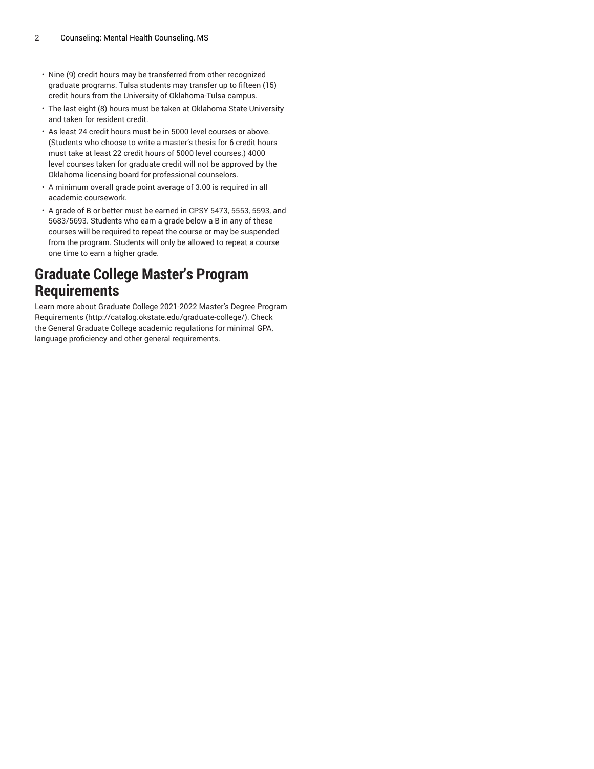- Nine (9) credit hours may be transferred from other recognized graduate programs. Tulsa students may transfer up to fifteen (15) credit hours from the University of Oklahoma-Tulsa campus.
- The last eight (8) hours must be taken at Oklahoma State University and taken for resident credit.
- As least 24 credit hours must be in 5000 level courses or above. (Students who choose to write a master's thesis for 6 credit hours must take at least 22 credit hours of 5000 level courses.) 4000 level courses taken for graduate credit will not be approved by the Oklahoma licensing board for professional counselors.
- A minimum overall grade point average of 3.00 is required in all academic coursework.
- A grade of B or better must be earned in CPSY 5473, 5553, 5593, and 5683/5693. Students who earn a grade below a B in any of these courses will be required to repeat the course or may be suspended from the program. Students will only be allowed to repeat a course one time to earn a higher grade.

## Graduate College Master's Program Requirements

Learn more about Graduate College 2021-2022 Master's Degree Program Requirements (http://catalog.okstate.edu/graduate-college/). Check the General Graduate College academic regulations for minimal GPA, language proficiency and other general requirements.